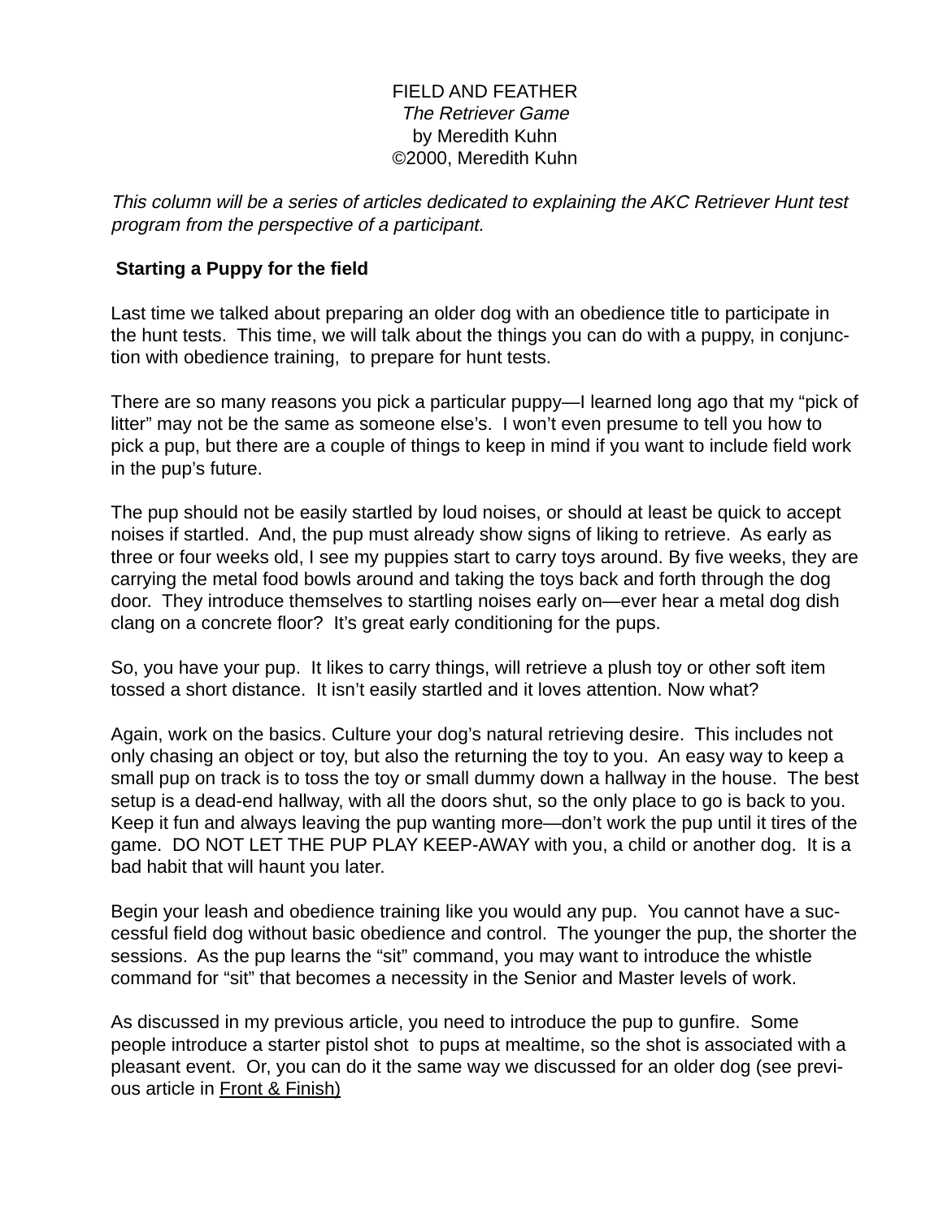FIELD AND FEATHER

*The Retriever Game*

by Meredith Kuhn

©2000, Meredith Kuhn

*This column will be a series of articles dedicated to explaining the AKC Retriever Hunt test program from the perspective of a participant.*

**Starting a Puppy for the field**

Last time we talked about preparing an older dog with an obedience title to participate in the hunt tests. This time, we will talk about the things you can do with a puppy, in conjunction with obedience training, to prepare for hunt tests.

There are so many reasons you pick a particular puppy—I learned long ago that my "pick of litter" may not be the same as someone else's. I won't even presume to tell you how to pick a pup, but there are a couple of things to keep in mind if you want to include field work in the pup's future.

The pup should not be easily startled by loud noises, or should at least be quick to accept noises if startled. And, the pup must already show signs of liking to retrieve. As early as three or four weeks old, I see my puppies start to carry toys around. By five weeks, they are carrying the metal food bowls around and taking the toys back and forth through the dog door. They introduce themselves to startling noises early on—ever hear a metal dog dish clang on a concrete floor? It's great early conditioning for the pups.

So, you have your pup. It likes to carry things, will retrieve a plush toy or other soft item tossed a short distance. It isn't easily startled and it loves attention. Now what?

Again, work on the basics. Culture your dog's natural retrieving desire. This includes not only chasing an object or toy, but also the returning the toy to you. An easy way to keep a small pup on track is to toss the toy or small dummy down a hallway in the house. The best setup is a dead-end hallway, with all the doors shut, so the only place to go is back to you. Keep it fun and always leaving the pup wanting more—don't work the pup until it tires of the game. DO NOT LET THE PUP PLAY KEEP-AWAY with you, a child or another dog. It is a bad habit that will haunt you later.

Begin your leash and obedience training like you would any pup. You cannot have a successful field dog without basic obedience and control. The younger the pup, the shorter the sessions. As the pup learns the "sit" command, you may want to introduce the whistle command for "sit" that becomes a necessity in the Senior and Master levels of work.

As discussed in my previous article, you need to introduce the pup to gunfire. Some people introduce a starter pistol shot to pups at mealtime, so the shot is associated with a pleasant event. Or, you can do it the same way we discussed for an older dog (see previous article in <u>Front & Finish</u>)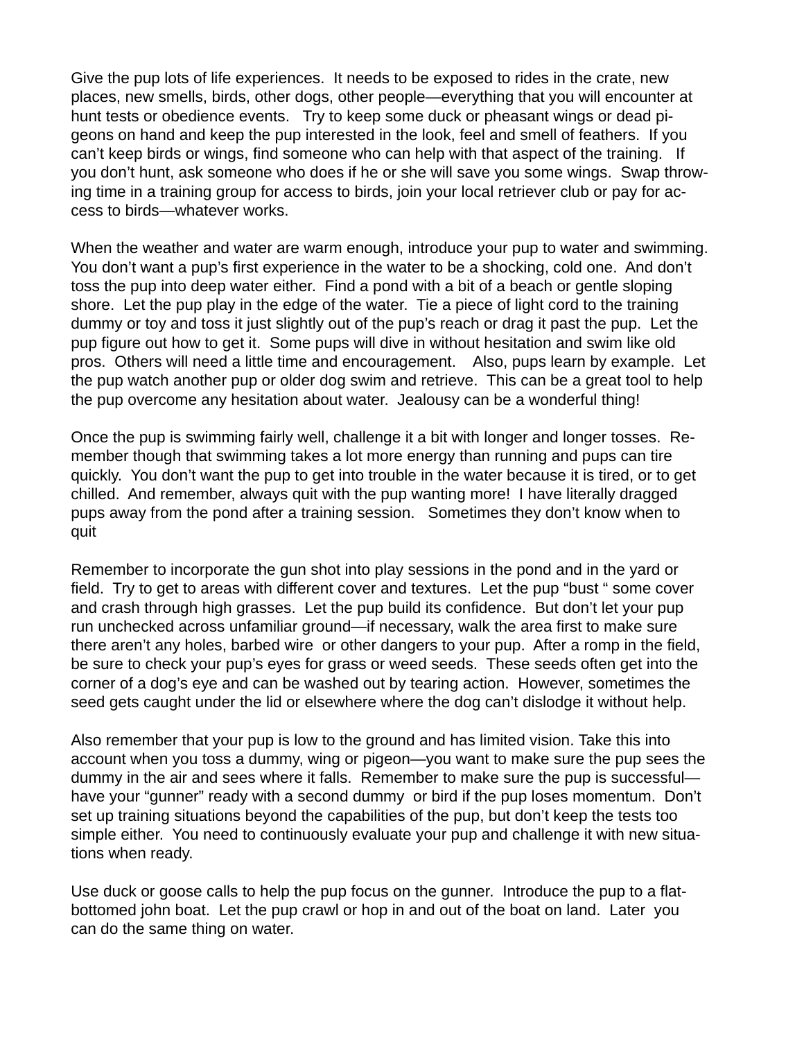Give the pup lots of life experiences. It needs to be exposed to rides in the crate, new places, new smells, birds, other dogs, other people—everything that you will encounter at hunt tests or obedience events. Try to keep some duck or pheasant wings or dead pigeons on hand and keep the pup interested in the look, feel and smell of feathers. If you can't keep birds or wings, find someone who can help with that aspect of the training. If you don't hunt, ask someone who does if he or she will save you some wings. Swap throwing time in a training group for access to birds, join your local retriever club or pay for access to birds—whatever works.

When the weather and water are warm enough, introduce your pup to water and swimming. You don't want a pup's first experience in the water to be a shocking, cold one. And don't toss the pup into deep water either. Find a pond with a bit of a beach or gentle sloping shore. Let the pup play in the edge of the water. Tie a piece of light cord to the training dummy or toy and toss it just slightly out of the pup's reach or drag it past the pup. Let the pup figure out how to get it. Some pups will dive in without hesitation and swim like old pros. Others will need a little time and encouragement. Also, pups learn by example. Let the pup watch another pup or older dog swim and retrieve. This can be a great tool to help the pup overcome any hesitation about water. Jealousy can be a wonderful thing!

Once the pup is swimming fairly well, challenge it a bit with longer and longer tosses. Remember though that swimming takes a lot more energy than running and pups can tire quickly. You don't want the pup to get into trouble in the water because it is tired, or to get chilled. And remember, always quit with the pup wanting more! I have literally dragged pups away from the pond after a training session. Sometimes they don't know when to quit

Remember to incorporate the gun shot into play sessions in the pond and in the yard or field. Try to get to areas with different cover and textures. Let the pup "bust " some cover and crash through high grasses. Let the pup build its confidence. But don't let your pup run unchecked across unfamiliar ground—if necessary, walk the area first to make sure there aren't any holes, barbed wire or other dangers to your pup. After a romp in the field, be sure to check your pup's eyes for grass or weed seeds. These seeds often get into the corner of a dog's eye and can be washed out by tearing action. However, sometimes the seed gets caught under the lid or elsewhere where the dog can't dislodge it without help.

Also remember that your pup is low to the ground and has limited vision. Take this into account when you toss a dummy, wing or pigeon—you want to make sure the pup sees the dummy in the air and sees where it falls. Remember to make sure the pup is successful—have your "gunner" ready with a second dummy or bird if the pup loses momentum. Don't set up training situations beyond the capabilities of the pup, but don't keep the tests too simple either. You need to continuously evaluate your pup and challenge it with new situations when ready.

Use duck or goose calls to help the pup focus on the gunner. Introduce the pup to a flat-bottomed john boat. Let the pup crawl or hop in and out of the boat on land. Later you can do the same thing on water.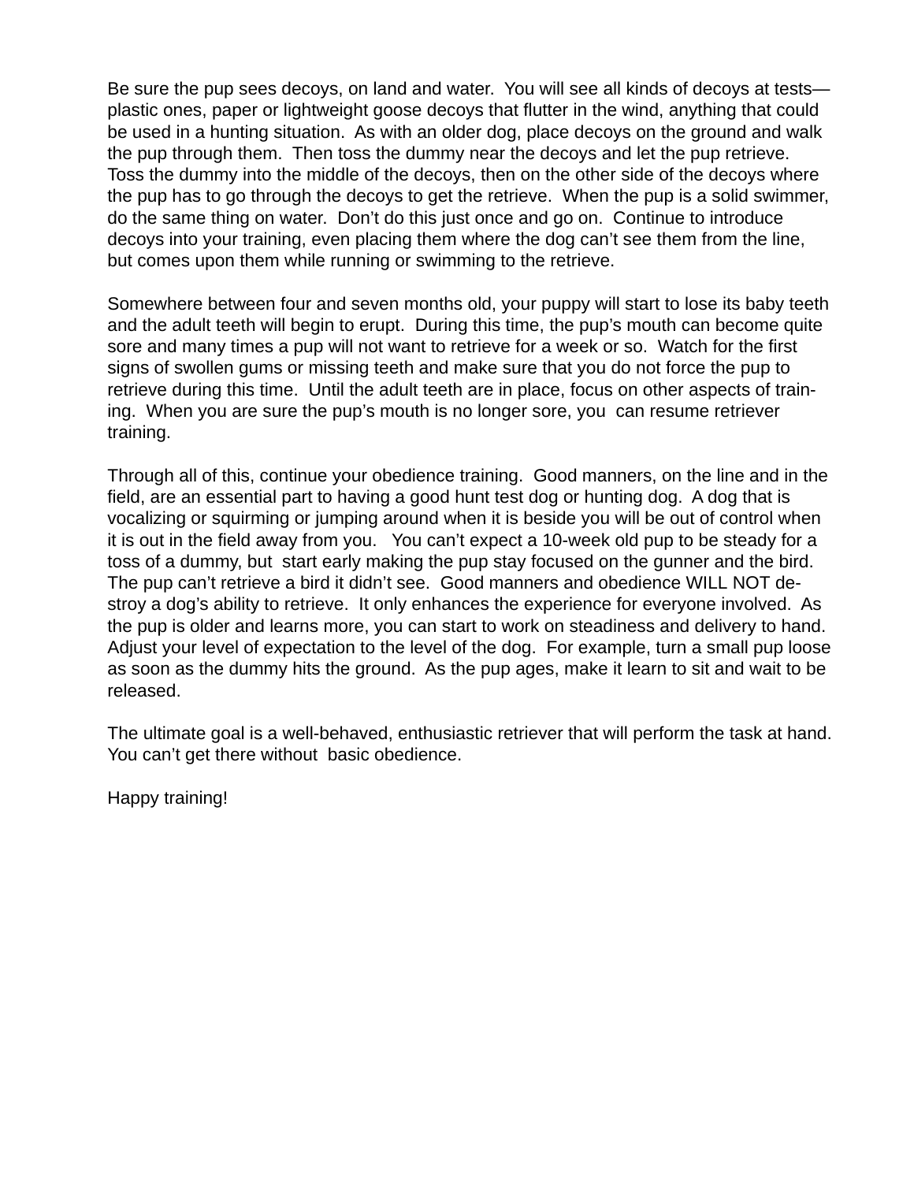Be sure the pup sees decoys, on land and water. You will see all kinds of decoys at tests—plastic ones, paper or lightweight goose decoys that flutter in the wind, anything that could be used in a hunting situation. As with an older dog, place decoys on the ground and walk the pup through them. Then toss the dummy near the decoys and let the pup retrieve. Toss the dummy into the middle of the decoys, then on the other side of the decoys where the pup has to go through the decoys to get the retrieve. When the pup is a solid swimmer, do the same thing on water. Don't do this just once and go on. Continue to introduce decoys into your training, even placing them where the dog can't see them from the line, but comes upon them while running or swimming to the retrieve.

Somewhere between four and seven months old, your puppy will start to lose its baby teeth and the adult teeth will begin to erupt. During this time, the pup's mouth can become quite sore and many times a pup will not want to retrieve for a week or so. Watch for the first signs of swollen gums or missing teeth and make sure that you do not force the pup to retrieve during this time. Until the adult teeth are in place, focus on other aspects of training. When you are sure the pup's mouth is no longer sore, you can resume retriever training.

Through all of this, continue your obedience training. Good manners, on the line and in the field, are an essential part to having a good hunt test dog or hunting dog. A dog that is vocalizing or squirming or jumping around when it is beside you will be out of control when it is out in the field away from you. You can't expect a 10-week old pup to be steady for a toss of a dummy, but start early making the pup stay focused on the gunner and the bird. The pup can't retrieve a bird it didn't see. Good manners and obedience WILL NOT destroy a dog's ability to retrieve. It only enhances the experience for everyone involved. As the pup is older and learns more, you can start to work on steadiness and delivery to hand. Adjust your level of expectation to the level of the dog. For example, turn a small pup loose as soon as the dummy hits the ground. As the pup ages, make it learn to sit and wait to be released.

The ultimate goal is a well-behaved, enthusiastic retriever that will perform the task at hand. You can't get there without basic obedience.

Happy training!